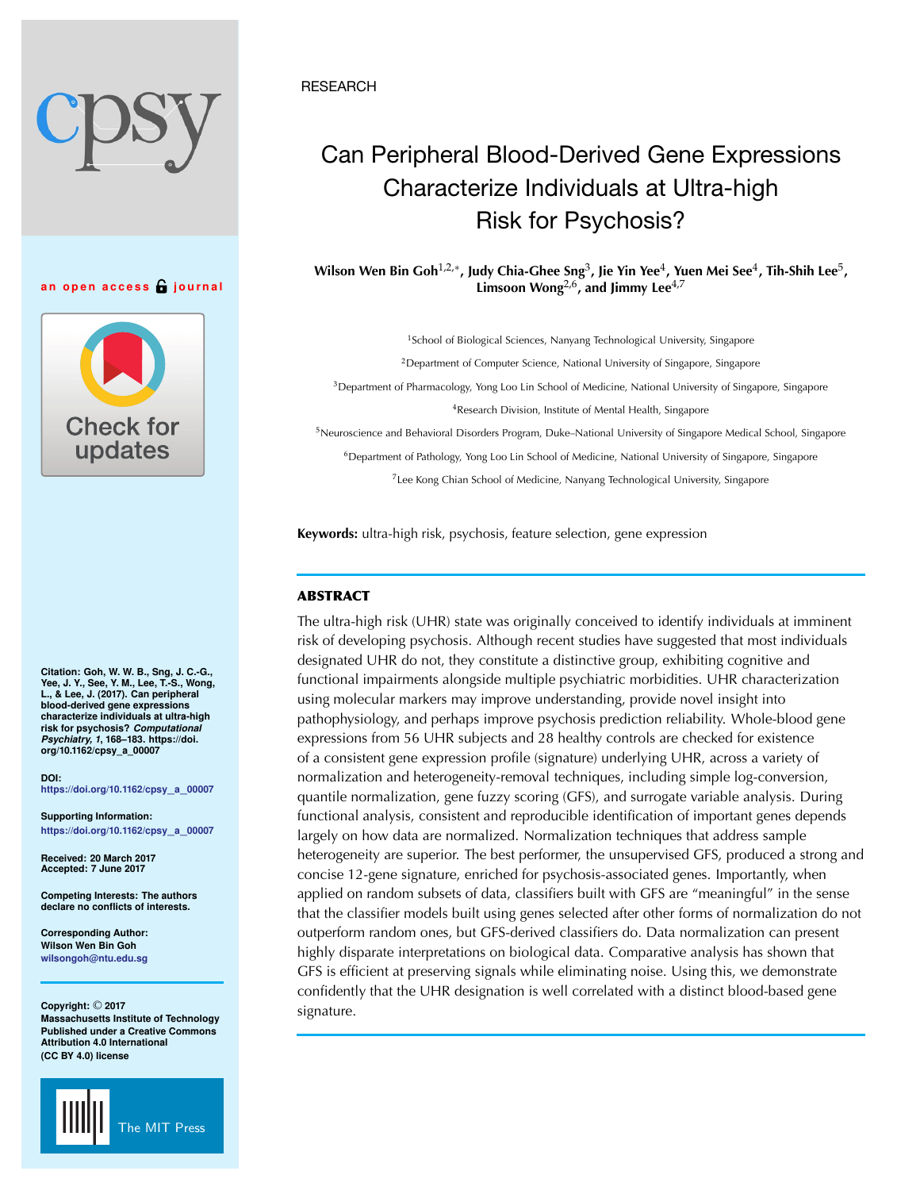RESEARCH

# Can Peripheral Blood-Derived Gene Expressions Characterize Individuals at Ultra-high Risk for Psychosis?

**Wilson Wen Bin Goh[1,2,*], Judy Chia-Ghee Sng[3], Jie Yin Yee[4], Yuen Mei See[4], Tih-Shih Lee[5], Limsoon Wong[2,6], and Jimmy Lee[4,7]**

[1]School of Biological Sciences, Nanyang Technological University, Singapore

[2]Department of Computer Science, National University of Singapore, Singapore

[3]Department of Pharmacology, Yong Loo Lin School of Medicine, National University of Singapore, Singapore

[4]Research Division, Institute of Mental Health, Singapore

[5]Neuroscience and Behavioral Disorders Program, Duke–National University of Singapore Medical School, Singapore

[6]Department of Pathology, Yong Loo Lin School of Medicine, National University of Singapore, Singapore

[7]Lee Kong Chian School of Medicine, Nanyang Technological University, Singapore

**Keywords:** ultra-high risk, psychosis, feature selection, gene expression

## ABSTRACT

The ultra-high risk (UHR) state was originally conceived to identify individuals at imminent risk of developing psychosis. Although recent studies have suggested that most individuals designated UHR do not, they constitute a distinctive group, exhibiting cognitive and functional impairments alongside multiple psychiatric morbidities. UHR characterization using molecular markers may improve understanding, provide novel insight into pathophysiology, and perhaps improve psychosis prediction reliability. Whole-blood gene expressions from 56 UHR subjects and 28 healthy controls are checked for existence of a consistent gene expression profile (signature) underlying UHR, across a variety of normalization and heterogeneity-removal techniques, including simple log-conversion, quantile normalization, gene fuzzy scoring (GFS), and surrogate variable analysis. During functional analysis, consistent and reproducible identification of important genes depends largely on how data are normalized. Normalization techniques that address sample heterogeneity are superior. The best performer, the unsupervised GFS, produced a strong and concise 12-gene signature, enriched for psychosis-associated genes. Importantly, when applied on random subsets of data, classifiers built with GFS are "meaningful" in the sense that the classifier models built using genes selected after other forms of normalization do not outperform random ones, but GFS-derived classifiers do. Data normalization can present highly disparate interpretations on biological data. Comparative analysis has shown that GFS is efficient at preserving signals while eliminating noise. Using this, we demonstrate confidently that the UHR designation is well correlated with a distinct blood-based gene signature.

an open access journal

Citation: Goh, W. W. B., Sng, J. C.-G., Yee, J. Y., See, Y. M., Lee, T.-S., Wong, L., & Lee, J. (2017). Can peripheral blood-derived gene expressions characterize individuals at ultra-high risk for psychosis? *Computational Psychiatry, 1*, 168–183. https://doi.org/10.1162/cpsy_a_00007

DOI: https://doi.org/10.1162/cpsy_a_00007

Supporting Information: https://doi.org/10.1162/cpsy_a_00007

Received: 20 March 2017
Accepted: 7 June 2017

Competing Interests: The authors declare no conflicts of interests.

Corresponding Author:
Wilson Wen Bin Goh
wilsongoh@ntu.edu.sg

Copyright: © 2017 Massachusetts Institute of Technology Published under a Creative Commons Attribution 4.0 International (CC BY 4.0) license

The MIT Press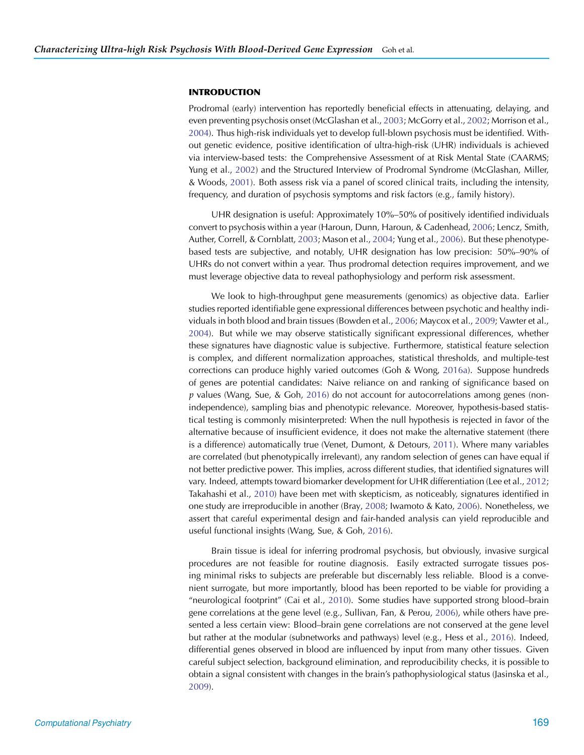## INTRODUCTION

Prodromal (early) intervention has reportedly beneficial effects in attenuating, delaying, and even preventing psychosis onset (McGlashan et al., 2003; McGorry et al., 2002; Morrison et al., 2004). Thus high-risk individuals yet to develop full-blown psychosis must be identified. Without genetic evidence, positive identification of ultra-high-risk (UHR) individuals is achieved via interview-based tests: the Comprehensive Assessment of at Risk Mental State (CAARMS; Yung et al., 2002) and the Structured Interview of Prodromal Syndrome (McGlashan, Miller, & Woods, 2001). Both assess risk via a panel of scored clinical traits, including the intensity, frequency, and duration of psychosis symptoms and risk factors (e.g., family history).

UHR designation is useful: Approximately 10%–50% of positively identified individuals convert to psychosis within a year (Haroun, Dunn, Haroun, & Cadenhead, 2006; Lencz, Smith, Auther, Correll, & Cornblatt, 2003; Mason et al., 2004; Yung et al., 2006). But these phenotype-based tests are subjective, and notably, UHR designation has low precision: 50%–90% of UHRs do not convert within a year. Thus prodromal detection requires improvement, and we must leverage objective data to reveal pathophysiology and perform risk assessment.

We look to high-throughput gene measurements (genomics) as objective data. Earlier studies reported identifiable gene expressional differences between psychotic and healthy individuals in both blood and brain tissues (Bowden et al., 2006; Maycox et al., 2009; Vawter et al., 2004). But while we may observe statistically significant expressional differences, whether these signatures have diagnostic value is subjective. Furthermore, statistical feature selection is complex, and different normalization approaches, statistical thresholds, and multiple-test corrections can produce highly varied outcomes (Goh & Wong, 2016a). Suppose hundreds of genes are potential candidates: Naive reliance on and ranking of significance based on *p* values (Wang, Sue, & Goh, 2016) do not account for autocorrelations among genes (non-independence), sampling bias and phenotypic relevance. Moreover, hypothesis-based statistical testing is commonly misinterpreted: When the null hypothesis is rejected in favor of the alternative because of insufficient evidence, it does not make the alternative statement (there is a difference) automatically true (Venet, Dumont, & Detours, 2011). Where many variables are correlated (but phenotypically irrelevant), any random selection of genes can have equal if not better predictive power. This implies, across different studies, that identified signatures will vary. Indeed, attempts toward biomarker development for UHR differentiation (Lee et al., 2012; Takahashi et al., 2010) have been met with skepticism, as noticeably, signatures identified in one study are irreproducible in another (Bray, 2008; Iwamoto & Kato, 2006). Nonetheless, we assert that careful experimental design and fair-handed analysis can yield reproducible and useful functional insights (Wang, Sue, & Goh, 2016).

Brain tissue is ideal for inferring prodromal psychosis, but obviously, invasive surgical procedures are not feasible for routine diagnosis. Easily extracted surrogate tissues posing minimal risks to subjects are preferable but discernably less reliable. Blood is a convenient surrogate, but more importantly, blood has been reported to be viable for providing a "neurological footprint" (Cai et al., 2010). Some studies have supported strong blood–brain gene correlations at the gene level (e.g., Sullivan, Fan, & Perou, 2006), while others have presented a less certain view: Blood–brain gene correlations are not conserved at the gene level but rather at the modular (subnetworks and pathways) level (e.g., Hess et al., 2016). Indeed, differential genes observed in blood are influenced by input from many other tissues. Given careful subject selection, background elimination, and reproducibility checks, it is possible to obtain a signal consistent with changes in the brain's pathophysiological status (Jasinska et al., 2009).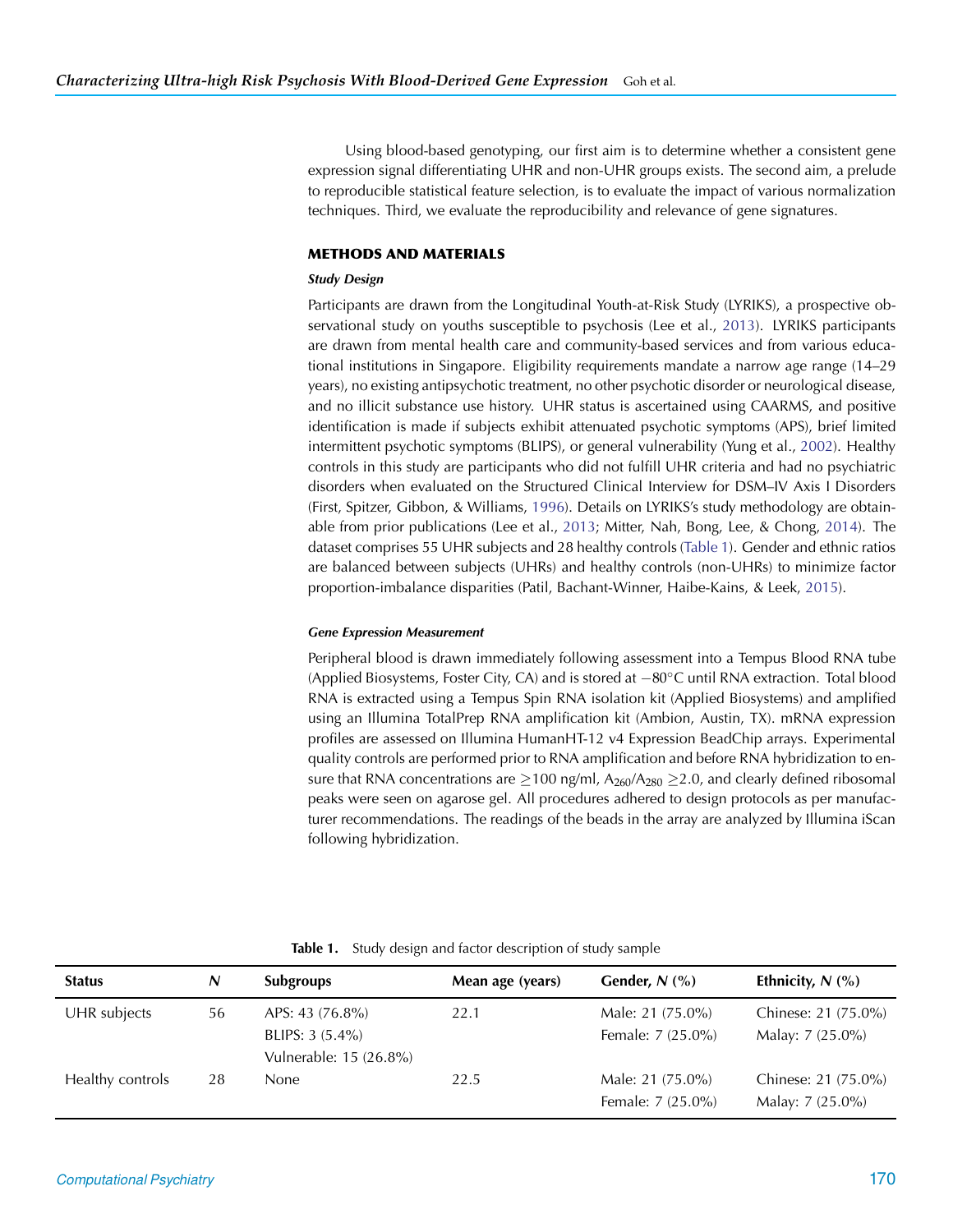Using blood-based genotyping, our first aim is to determine whether a consistent gene expression signal differentiating UHR and non-UHR groups exists. The second aim, a prelude to reproducible statistical feature selection, is to evaluate the impact of various normalization techniques. Third, we evaluate the reproducibility and relevance of gene signatures.

## METHODS AND MATERIALS

### *Study Design*

Participants are drawn from the Longitudinal Youth-at-Risk Study (LYRIKS), a prospective observational study on youths susceptible to psychosis (Lee et al., 2013). LYRIKS participants are drawn from mental health care and community-based services and from various educational institutions in Singapore. Eligibility requirements mandate a narrow age range (14–29 years), no existing antipsychotic treatment, no other psychotic disorder or neurological disease, and no illicit substance use history. UHR status is ascertained using CAARMS, and positive identification is made if subjects exhibit attenuated psychotic symptoms (APS), brief limited intermittent psychotic symptoms (BLIPS), or general vulnerability (Yung et al., 2002). Healthy controls in this study are participants who did not fulfill UHR criteria and had no psychiatric disorders when evaluated on the Structured Clinical Interview for DSM–IV Axis I Disorders (First, Spitzer, Gibbon, & Williams, 1996). Details on LYRIKS's study methodology are obtainable from prior publications (Lee et al., 2013; Mitter, Nah, Bong, Lee, & Chong, 2014). The dataset comprises 55 UHR subjects and 28 healthy controls (Table 1). Gender and ethnic ratios are balanced between subjects (UHRs) and healthy controls (non-UHRs) to minimize factor proportion-imbalance disparities (Patil, Bachant-Winner, Haibe-Kains, & Leek, 2015).

#### *Gene Expression Measurement*

Peripheral blood is drawn immediately following assessment into a Tempus Blood RNA tube (Applied Biosystems, Foster City, CA) and is stored at −80°C until RNA extraction. Total blood RNA is extracted using a Tempus Spin RNA isolation kit (Applied Biosystems) and amplified using an Illumina TotalPrep RNA amplification kit (Ambion, Austin, TX). mRNA expression profiles are assessed on Illumina HumanHT-12 v4 Expression BeadChip arrays. Experimental quality controls are performed prior to RNA amplification and before RNA hybridization to ensure that RNA concentrations are ≥100 ng/ml, $A_{260}/A_{280} \geq 2.0$, and clearly defined ribosomal peaks were seen on agarose gel. All procedures adhered to design protocols as per manufacturer recommendations. The readings of the beads in the array are analyzed by Illumina iScan following hybridization.

**Table 1.** Study design and factor description of study sample

| Status | *N* | Subgroups | Mean age (years) | Gender, *N* (%) | Ethnicity, *N* (%) |
|---|---|---|---|---|---|
| UHR subjects | 56 | APS: 43 (76.8%)<br>BLIPS: 3 (5.4%)<br>Vulnerable: 15 (26.8%) | 22.1 | Male: 21 (75.0%)<br>Female: 7 (25.0%) | Chinese: 21 (75.0%)<br>Malay: 7 (25.0%) |
| Healthy controls | 28 | None | 22.5 | Male: 21 (75.0%)<br>Female: 7 (25.0%) | Chinese: 21 (75.0%)<br>Malay: 7 (25.0%) |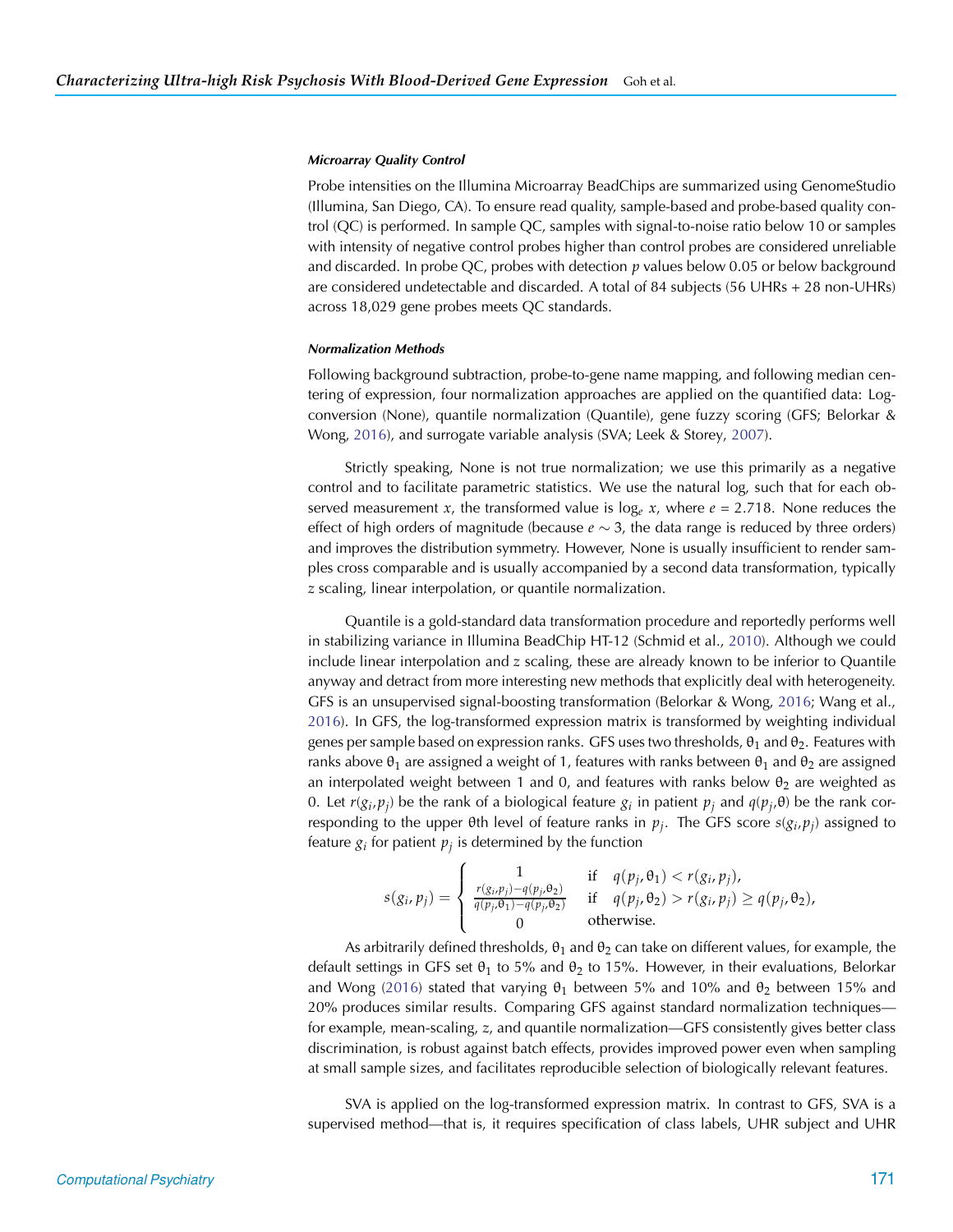#### Microarray Quality Control

Probe intensities on the Illumina Microarray BeadChips are summarized using GenomeStudio (Illumina, San Diego, CA). To ensure read quality, sample-based and probe-based quality control (QC) is performed. In sample QC, samples with signal-to-noise ratio below 10 or samples with intensity of negative control probes higher than control probes are considered unreliable and discarded. In probe QC, probes with detection $p$ values below 0.05 or below background are considered undetectable and discarded. A total of 84 subjects (56 UHRs + 28 non-UHRs) across 18,029 gene probes meets QC standards.

#### Normalization Methods

Following background subtraction, probe-to-gene name mapping, and following median centering of expression, four normalization approaches are applied on the quantified data: Log-conversion (None), quantile normalization (Quantile), gene fuzzy scoring (GFS; Belorkar & Wong, 2016), and surrogate variable analysis (SVA; Leek & Storey, 2007).

Strictly speaking, None is not true normalization; we use this primarily as a negative control and to facilitate parametric statistics. We use the natural log, such that for each observed measurement $x$, the transformed value is $\log_e x$, where $e = 2.718$. None reduces the effect of high orders of magnitude (because $e \sim 3$, the data range is reduced by three orders) and improves the distribution symmetry. However, None is usually insufficient to render samples cross comparable and is usually accompanied by a second data transformation, typically $z$ scaling, linear interpolation, or quantile normalization.

Quantile is a gold-standard data transformation procedure and reportedly performs well in stabilizing variance in Illumina BeadChip HT-12 (Schmid et al., 2010). Although we could include linear interpolation and $z$ scaling, these are already known to be inferior to Quantile anyway and detract from more interesting new methods that explicitly deal with heterogeneity. GFS is an unsupervised signal-boosting transformation (Belorkar & Wong, 2016; Wang et al., 2016). In GFS, the log-transformed expression matrix is transformed by weighting individual genes per sample based on expression ranks. GFS uses two thresholds, $\theta_1$ and $\theta_2$. Features with ranks above $\theta_1$ are assigned a weight of 1, features with ranks between $\theta_1$ and $\theta_2$ are assigned an interpolated weight between 1 and 0, and features with ranks below $\theta_2$ are weighted as 0. Let $r(g_i,p_j)$ be the rank of a biological feature $g_i$ in patient $p_j$ and $q(p_j,\theta)$ be the rank corresponding to the upper θth level of feature ranks in $p_j$. The GFS score $s(g_i,p_j)$ assigned to feature $g_i$ for patient $p_j$ is determined by the function

$$
s(g_i,p_j) = \begin{cases} 1 & \text{if} \quad q(p_j,\theta_1) < r(g_i,p_j), \\ \frac{r(g_i,p_j)-q(p_j,\theta_2)}{q(p_j,\theta_1)-q(p_j,\theta_2)} & \text{if} \quad q(p_j,\theta_2) > r(g_i,p_j) \geq q(p_j,\theta_2), \\ 0 & \text{otherwise.} \end{cases}
$$

As arbitrarily defined thresholds, $\theta_1$ and $\theta_2$ can take on different values, for example, the default settings in GFS set $\theta_1$ to 5% and $\theta_2$ to 15%. However, in their evaluations, Belorkar and Wong (2016) stated that varying $\theta_1$ between 5% and 10% and $\theta_2$ between 15% and 20% produces similar results. Comparing GFS against standard normalization techniques—for example, mean-scaling, $z$, and quantile normalization—GFS consistently gives better class discrimination, is robust against batch effects, provides improved power even when sampling at small sample sizes, and facilitates reproducible selection of biologically relevant features.

SVA is applied on the log-transformed expression matrix. In contrast to GFS, SVA is a supervised method—that is, it requires specification of class labels, UHR subject and UHR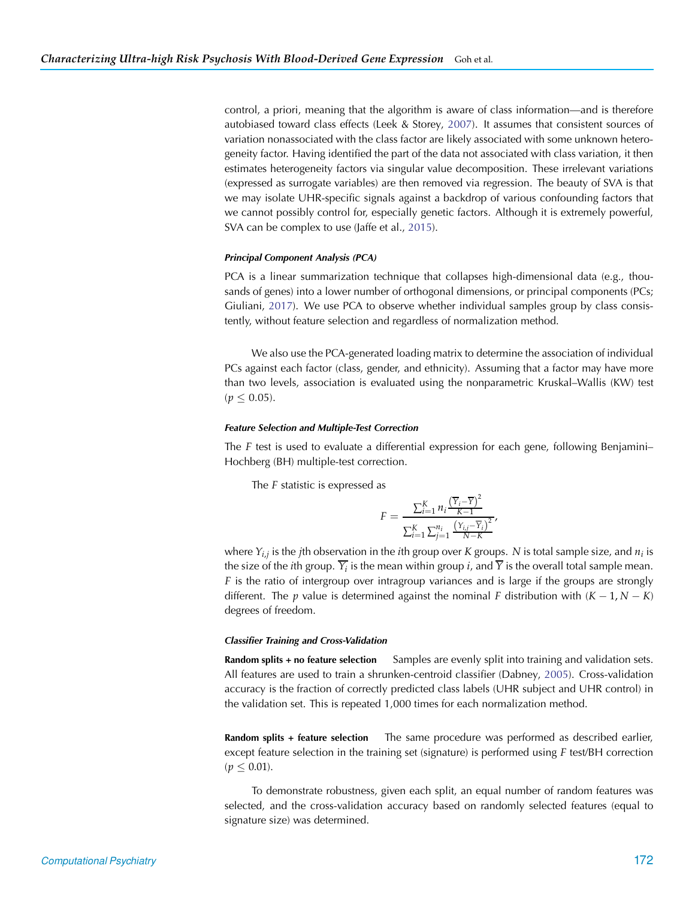control, a priori, meaning that the algorithm is aware of class information—and is therefore autobiased toward class effects (Leek & Storey, 2007). It assumes that consistent sources of variation nonassociated with the class factor are likely associated with some unknown heterogeneity factor. Having identified the part of the data not associated with class variation, it then estimates heterogeneity factors via singular value decomposition. These irrelevant variations (expressed as surrogate variables) are then removed via regression. The beauty of SVA is that we may isolate UHR-specific signals against a backdrop of various confounding factors that we cannot possibly control for, especially genetic factors. Although it is extremely powerful, SVA can be complex to use (Jaffe et al., 2015).

#### *Principal Component Analysis (PCA)*

PCA is a linear summarization technique that collapses high-dimensional data (e.g., thousands of genes) into a lower number of orthogonal dimensions, or principal components (PCs; Giuliani, 2017). We use PCA to observe whether individual samples group by class consistently, without feature selection and regardless of normalization method.

We also use the PCA-generated loading matrix to determine the association of individual PCs against each factor (class, gender, and ethnicity). Assuming that a factor may have more than two levels, association is evaluated using the nonparametric Kruskal–Wallis (KW) test ($p \leq 0.05$).

#### *Feature Selection and Multiple-Test Correction*

The $F$ test is used to evaluate a differential expression for each gene, following Benjamini–Hochberg (BH) multiple-test correction.

The $F$ statistic is expressed as

$$F = \frac{\sum_{i=1}^{K} n_i \frac{\left(\overline{Y}_i - \overline{Y}\right)^2}{K-1}}{\sum_{i=1}^{K} \sum_{j=1}^{n_i} \frac{\left(Y_{i,j} - \overline{Y}_i\right)^2}{N-K}},$$

where $Y_{i,j}$ is the $j$th observation in the $i$th group over $K$ groups. $N$ is total sample size, and $n_i$ is the size of the $i$th group. $\overline{Y_i}$ is the mean within group $i$, and $\overline{Y}$ is the overall total sample mean. $F$ is the ratio of intergroup over intragroup variances and is large if the groups are strongly different. The $p$ value is determined against the nominal $F$ distribution with $(K-1, N-K)$ degrees of freedom.

#### *Classifier Training and Cross-Validation*

**Random splits + no feature selection** Samples are evenly split into training and validation sets. All features are used to train a shrunken-centroid classifier (Dabney, 2005). Cross-validation accuracy is the fraction of correctly predicted class labels (UHR subject and UHR control) in the validation set. This is repeated 1,000 times for each normalization method.

**Random splits + feature selection** The same procedure was performed as described earlier, except feature selection in the training set (signature) is performed using $F$ test/BH correction ($p \leq 0.01$).

To demonstrate robustness, given each split, an equal number of random features was selected, and the cross-validation accuracy based on randomly selected features (equal to signature size) was determined.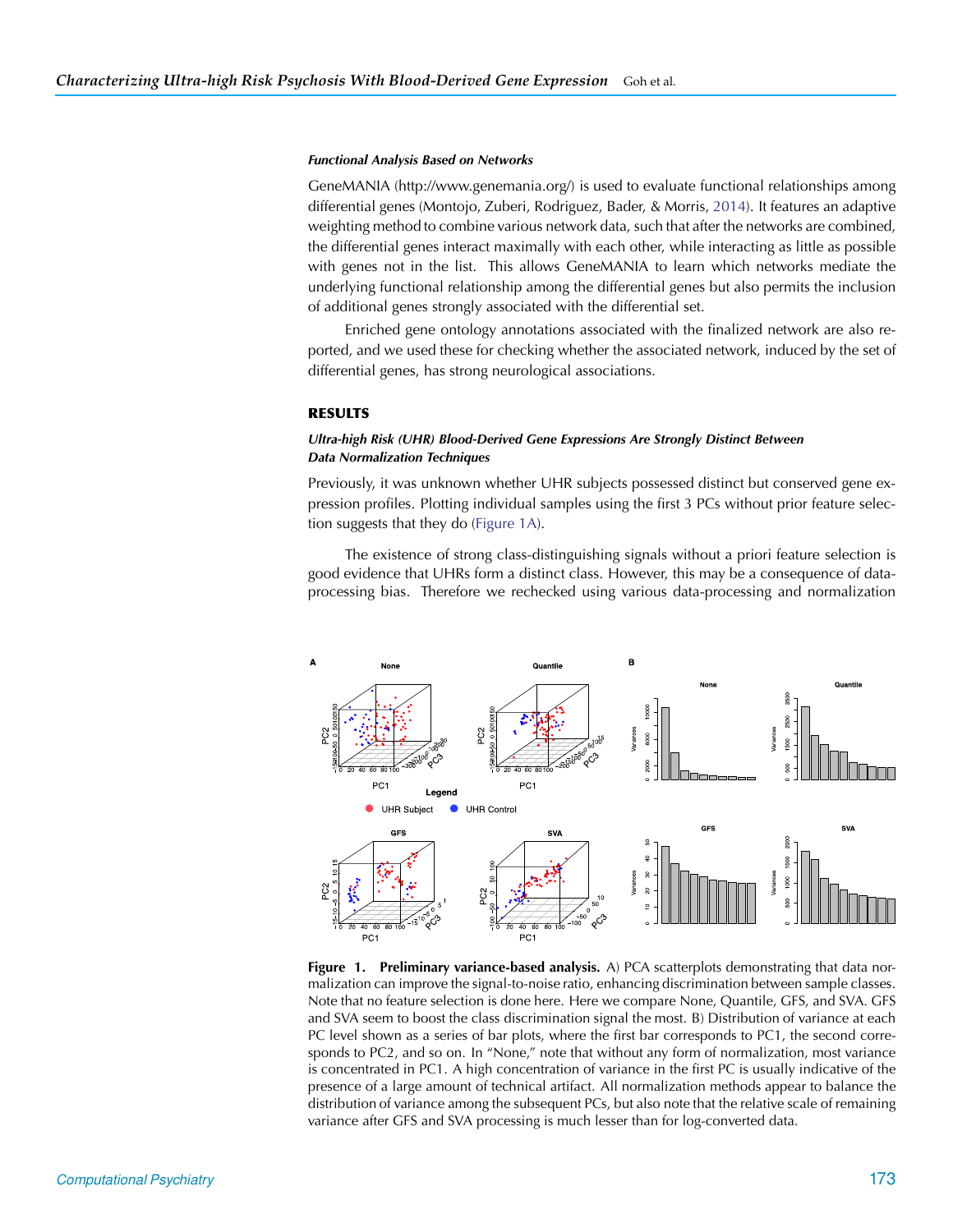### *Functional Analysis Based on Networks*

GeneMANIA (http://www.genemania.org/) is used to evaluate functional relationships among differential genes (Montojo, Zuberi, Rodriguez, Bader, & Morris, 2014). It features an adaptive weighting method to combine various network data, such that after the networks are combined, the differential genes interact maximally with each other, while interacting as little as possible with genes not in the list. This allows GeneMANIA to learn which networks mediate the underlying functional relationship among the differential genes but also permits the inclusion of additional genes strongly associated with the differential set.

Enriched gene ontology annotations associated with the finalized network are also reported, and we used these for checking whether the associated network, induced by the set of differential genes, has strong neurological associations.

## RESULTS

### *Ultra-high Risk (UHR) Blood-Derived Gene Expressions Are Strongly Distinct Between Data Normalization Techniques*

Previously, it was unknown whether UHR subjects possessed distinct but conserved gene expression profiles. Plotting individual samples using the first 3 PCs without prior feature selection suggests that they do (Figure 1A).

The existence of strong class-distinguishing signals without a priori feature selection is good evidence that UHRs form a distinct class. However, this may be a consequence of data-processing bias. Therefore we rechecked using various data-processing and normalization

**Figure 1. Preliminary variance-based analysis.** A) PCA scatterplots demonstrating that data normalization can improve the signal-to-noise ratio, enhancing discrimination between sample classes. Note that no feature selection is done here. Here we compare None, Quantile, GFS, and SVA. GFS and SVA seem to boost the class discrimination signal the most. B) Distribution of variance at each PC level shown as a series of bar plots, where the first bar corresponds to PC1, the second corresponds to PC2, and so on. In "None," note that without any form of normalization, most variance is concentrated in PC1. A high concentration of variance in the first PC is usually indicative of the presence of a large amount of technical artifact. All normalization methods appear to balance the distribution of variance among the subsequent PCs, but also note that the relative scale of remaining variance after GFS and SVA processing is much lesser than for log-converted data.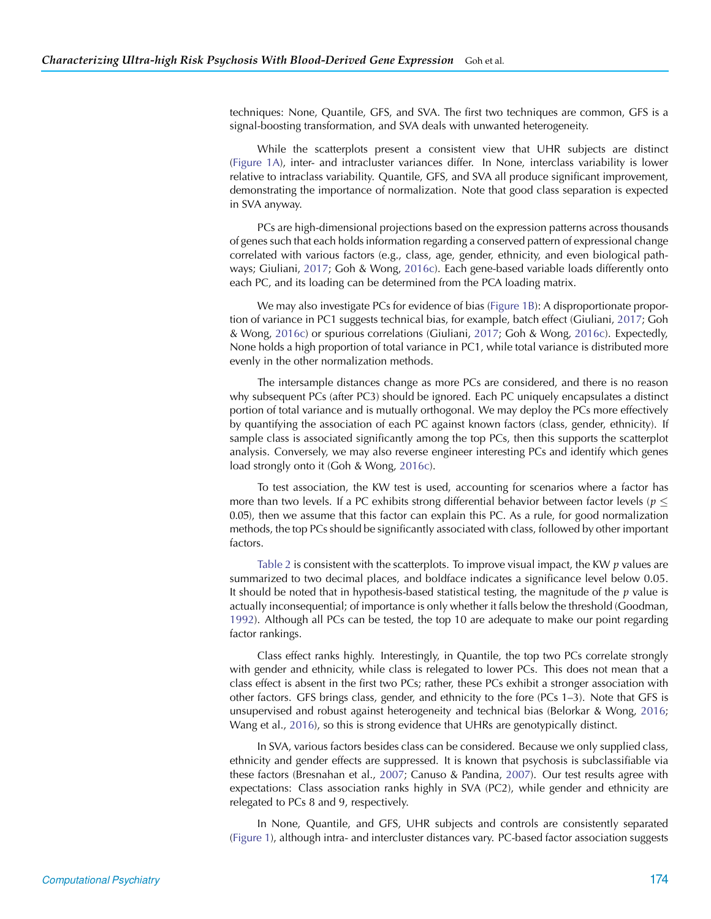techniques: None, Quantile, GFS, and SVA. The first two techniques are common, GFS is a signal-boosting transformation, and SVA deals with unwanted heterogeneity.

While the scatterplots present a consistent view that UHR subjects are distinct (Figure 1A), inter- and intracluster variances differ. In None, interclass variability is lower relative to intraclass variability. Quantile, GFS, and SVA all produce significant improvement, demonstrating the importance of normalization. Note that good class separation is expected in SVA anyway.

PCs are high-dimensional projections based on the expression patterns across thousands of genes such that each holds information regarding a conserved pattern of expressional change correlated with various factors (e.g., class, age, gender, ethnicity, and even biological pathways; Giuliani, 2017; Goh & Wong, 2016c). Each gene-based variable loads differently onto each PC, and its loading can be determined from the PCA loading matrix.

We may also investigate PCs for evidence of bias (Figure 1B): A disproportionate proportion of variance in PC1 suggests technical bias, for example, batch effect (Giuliani, 2017; Goh & Wong, 2016c) or spurious correlations (Giuliani, 2017; Goh & Wong, 2016c). Expectedly, None holds a high proportion of total variance in PC1, while total variance is distributed more evenly in the other normalization methods.

The intersample distances change as more PCs are considered, and there is no reason why subsequent PCs (after PC3) should be ignored. Each PC uniquely encapsulates a distinct portion of total variance and is mutually orthogonal. We may deploy the PCs more effectively by quantifying the association of each PC against known factors (class, gender, ethnicity). If sample class is associated significantly among the top PCs, then this supports the scatterplot analysis. Conversely, we may also reverse engineer interesting PCs and identify which genes load strongly onto it (Goh & Wong, 2016c).

To test association, the KW test is used, accounting for scenarios where a factor has more than two levels. If a PC exhibits strong differential behavior between factor levels ($p \leq 0.05$), then we assume that this factor can explain this PC. As a rule, for good normalization methods, the top PCs should be significantly associated with class, followed by other important factors.

Table 2 is consistent with the scatterplots. To improve visual impact, the KW $p$ values are summarized to two decimal places, and boldface indicates a significance level below 0.05. It should be noted that in hypothesis-based statistical testing, the magnitude of the $p$ value is actually inconsequential; of importance is only whether it falls below the threshold (Goodman, 1992). Although all PCs can be tested, the top 10 are adequate to make our point regarding factor rankings.

Class effect ranks highly. Interestingly, in Quantile, the top two PCs correlate strongly with gender and ethnicity, while class is relegated to lower PCs. This does not mean that a class effect is absent in the first two PCs; rather, these PCs exhibit a stronger association with other factors. GFS brings class, gender, and ethnicity to the fore (PCs 1–3). Note that GFS is unsupervised and robust against heterogeneity and technical bias (Belorkar & Wong, 2016; Wang et al., 2016), so this is strong evidence that UHRs are genotypically distinct.

In SVA, various factors besides class can be considered. Because we only supplied class, ethnicity and gender effects are suppressed. It is known that psychosis is subclassifiable via these factors (Bresnahan et al., 2007; Canuso & Pandina, 2007). Our test results agree with expectations: Class association ranks highly in SVA (PC2), while gender and ethnicity are relegated to PCs 8 and 9, respectively.

In None, Quantile, and GFS, UHR subjects and controls are consistently separated (Figure 1), although intra- and intercluster distances vary. PC-based factor association suggests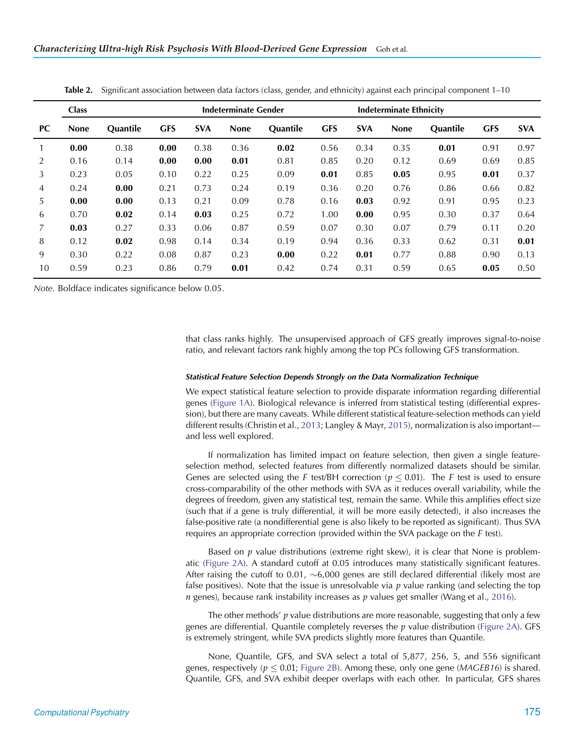**Table 2.** Significant association between data factors (class, gender, and ethnicity) against each principal component 1–10

| PC | Class | | | | Indeterminate Gender | | | | Indeterminate Ethnicity | | | |
|---|---|---|---|---|---|---|---|---|---|---|---|---|
| | None | Quantile | GFS | SVA | None | Quantile | GFS | SVA | None | Quantile | GFS | SVA |
| 1 | **0.00** | 0.38 | **0.00** | 0.38 | 0.36 | **0.02** | 0.56 | 0.34 | 0.35 | **0.01** | 0.91 | 0.97 |
| 2 | 0.16 | 0.14 | **0.00** | **0.00** | **0.01** | 0.81 | 0.85 | 0.20 | 0.12 | 0.69 | 0.69 | 0.85 |
| 3 | 0.23 | 0.05 | 0.10 | 0.22 | 0.25 | 0.09 | **0.01** | 0.85 | **0.05** | 0.95 | **0.01** | 0.37 |
| 4 | 0.24 | **0.00** | 0.21 | 0.73 | 0.24 | 0.19 | 0.36 | 0.20 | 0.76 | 0.86 | 0.66 | 0.82 |
| 5 | **0.00** | **0.00** | 0.13 | 0.21 | 0.09 | 0.78 | 0.16 | **0.03** | 0.92 | 0.91 | 0.95 | 0.23 |
| 6 | 0.70 | **0.02** | 0.14 | **0.03** | 0.25 | 0.72 | 1.00 | **0.00** | 0.95 | 0.30 | 0.37 | 0.64 |
| 7 | **0.03** | 0.27 | 0.33 | 0.06 | 0.87 | 0.59 | 0.07 | 0.30 | 0.07 | 0.79 | 0.11 | 0.20 |
| 8 | 0.12 | **0.02** | 0.98 | 0.14 | 0.34 | 0.19 | 0.94 | 0.36 | 0.33 | 0.62 | 0.31 | **0.01** |
| 9 | 0.30 | 0.22 | 0.08 | 0.87 | 0.23 | **0.00** | 0.22 | **0.01** | 0.77 | 0.88 | 0.90 | 0.13 |
| 10 | 0.59 | 0.23 | 0.86 | 0.79 | **0.01** | 0.42 | 0.74 | 0.31 | 0.59 | 0.65 | **0.05** | 0.50 |

*Note*. Boldface indicates significance below 0.05.

that class ranks highly. The unsupervised approach of GFS greatly improves signal-to-noise ratio, and relevant factors rank highly among the top PCs following GFS transformation.

#### *Statistical Feature Selection Depends Strongly on the Data Normalization Technique*

We expect statistical feature selection to provide disparate information regarding differential genes (Figure 1A). Biological relevance is inferred from statistical testing (differential expression), but there are many caveats. While different statistical feature-selection methods can yield different results (Christin et al., 2013; Langley & Mayr, 2015), normalization is also important—and less well explored.

If normalization has limited impact on feature selection, then given a single feature-selection method, selected features from differently normalized datasets should be similar. Genes are selected using the *F* test/BH correction ($p \leq 0.01$). The *F* test is used to ensure cross-comparability of the other methods with SVA as it reduces overall variability, while the degrees of freedom, given any statistical test, remain the same. While this amplifies effect size (such that if a gene is truly differential, it will be more easily detected), it also increases the false-positive rate (a nondifferential gene is also likely to be reported as significant). Thus SVA requires an appropriate correction (provided within the SVA package on the *F* test).

Based on *p* value distributions (extreme right skew), it is clear that None is problematic (Figure 2A). A standard cutoff at 0.05 introduces many statistically significant features. After raising the cutoff to 0.01, ∼6,000 genes are still declared differential (likely most are false positives). Note that the issue is unresolvable via *p* value ranking (and selecting the top *n* genes), because rank instability increases as *p* values get smaller (Wang et al., 2016).

The other methods' *p* value distributions are more reasonable, suggesting that only a few genes are differential. Quantile completely reverses the *p* value distribution (Figure 2A). GFS is extremely stringent, while SVA predicts slightly more features than Quantile.

None, Quantile, GFS, and SVA select a total of 5,877, 256, 5, and 556 significant genes, respectively ($p \leq 0.01$; Figure 2B). Among these, only one gene (*MAGEB16*) is shared. Quantile, GFS, and SVA exhibit deeper overlaps with each other. In particular, GFS shares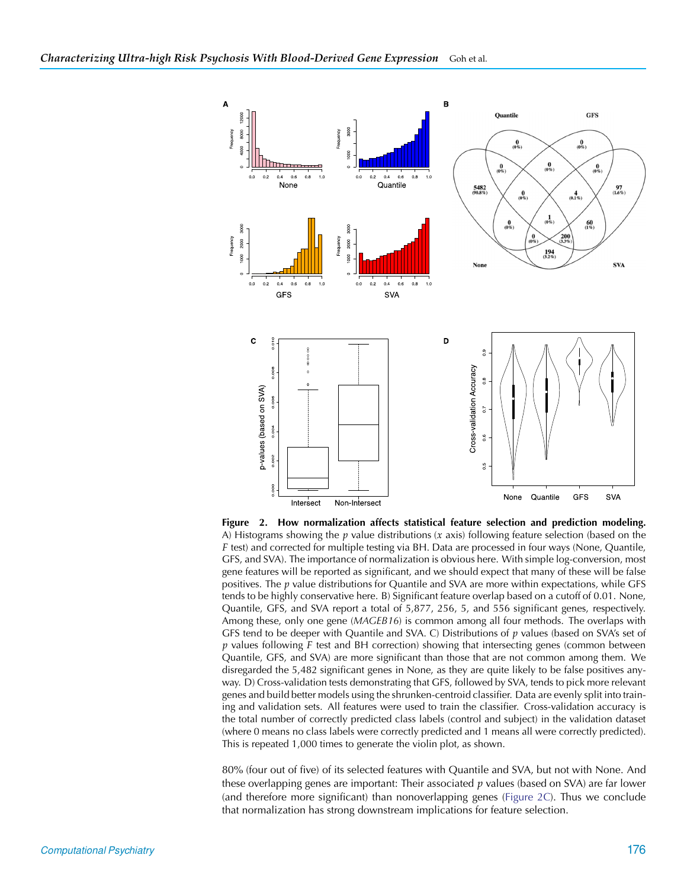**Figure 2. How normalization affects statistical feature selection and prediction modeling.** A) Histograms showing the $p$ value distributions ($x$ axis) following feature selection (based on the $F$ test) and corrected for multiple testing via BH. Data are processed in four ways (None, Quantile, GFS, and SVA). The importance of normalization is obvious here. With simple log-conversion, most gene features will be reported as significant, and we should expect that many of these will be false positives. The $p$ value distributions for Quantile and SVA are more within expectations, while GFS tends to be highly conservative here. B) Significant feature overlap based on a cutoff of 0.01. None, Quantile, GFS, and SVA report a total of 5,877, 256, 5, and 556 significant genes, respectively. Among these, only one gene (*MAGEB16*) is common among all four methods. The overlaps with GFS tend to be deeper with Quantile and SVA. C) Distributions of $p$ values (based on SVA's set of $p$ values following $F$ test and BH correction) showing that intersecting genes (common between Quantile, GFS, and SVA) are more significant than those that are not common among them. We disregarded the 5,482 significant genes in None, as they are quite likely to be false positives anyway. D) Cross-validation tests demonstrating that GFS, followed by SVA, tends to pick more relevant genes and build better models using the shrunken-centroid classifier. Data are evenly split into training and validation sets. All features were used to train the classifier. Cross-validation accuracy is the total number of correctly predicted class labels (control and subject) in the validation dataset (where 0 means no class labels were correctly predicted and 1 means all were correctly predicted). This is repeated 1,000 times to generate the violin plot, as shown.

80% (four out of five) of its selected features with Quantile and SVA, but not with None. And these overlapping genes are important: Their associated $p$ values (based on SVA) are far lower (and therefore more significant) than nonoverlapping genes (Figure 2C). Thus we conclude that normalization has strong downstream implications for feature selection.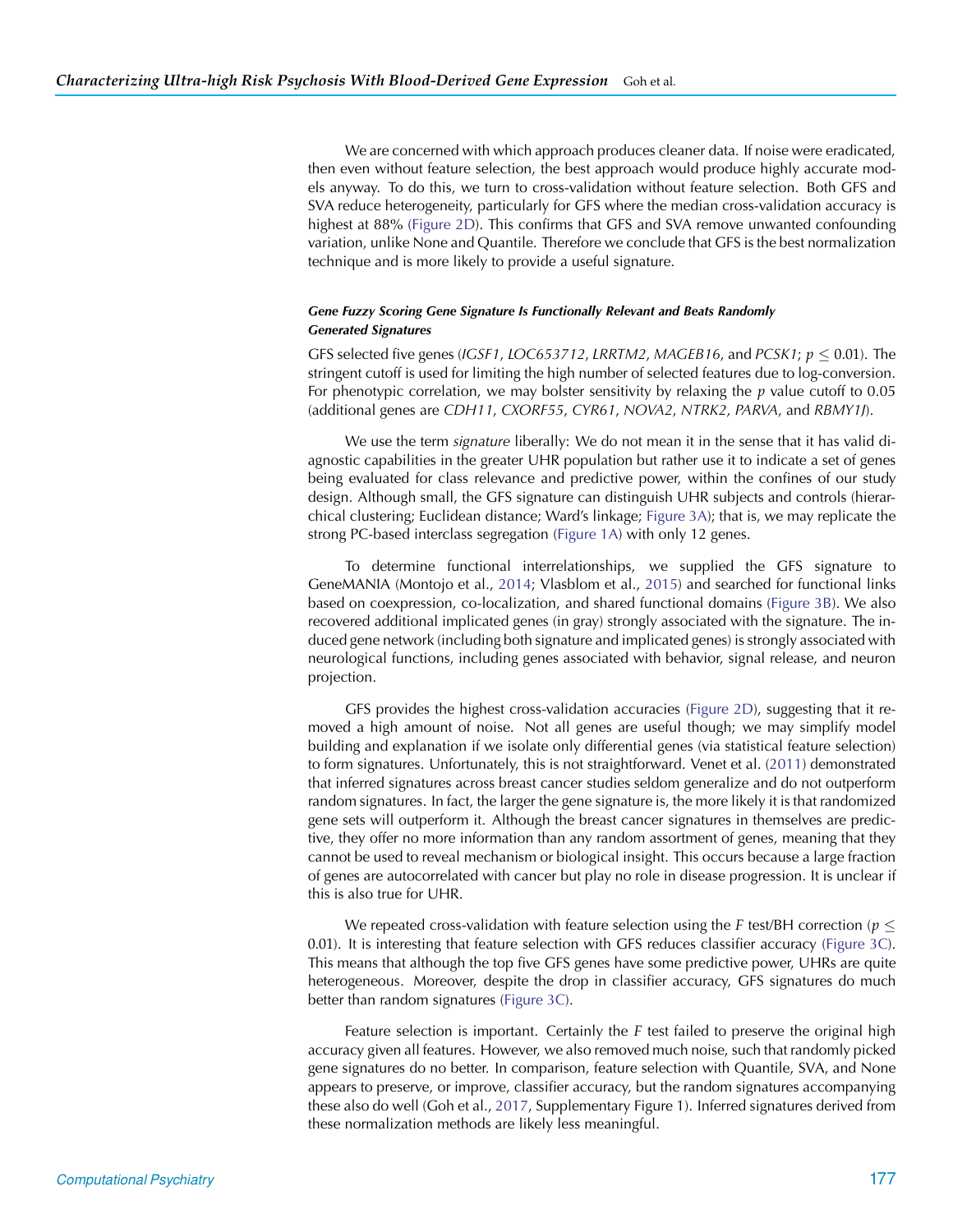We are concerned with which approach produces cleaner data. If noise were eradicated, then even without feature selection, the best approach would produce highly accurate models anyway. To do this, we turn to cross-validation without feature selection. Both GFS and SVA reduce heterogeneity, particularly for GFS where the median cross-validation accuracy is highest at 88% (Figure 2D). This confirms that GFS and SVA remove unwanted confounding variation, unlike None and Quantile. Therefore we conclude that GFS is the best normalization technique and is more likely to provide a useful signature.

#### *Gene Fuzzy Scoring Gene Signature Is Functionally Relevant and Beats Randomly Generated Signatures*

GFS selected five genes (*IGSF1*, *LOC653712*, *LRRTM2*, *MAGEB16*, and *PCSK1*; $p \leq 0.01$). The stringent cutoff is used for limiting the high number of selected features due to log-conversion. For phenotypic correlation, we may bolster sensitivity by relaxing the $p$ value cutoff to 0.05 (additional genes are *CDH11*, *CXORF55*, *CYR61*, *NOVA2*, *NTRK2*, *PARVA*, and *RBMY1J*).

We use the term *signature* liberally: We do not mean it in the sense that it has valid diagnostic capabilities in the greater UHR population but rather use it to indicate a set of genes being evaluated for class relevance and predictive power, within the confines of our study design. Although small, the GFS signature can distinguish UHR subjects and controls (hierarchical clustering; Euclidean distance; Ward's linkage; Figure 3A); that is, we may replicate the strong PC-based interclass segregation (Figure 1A) with only 12 genes.

To determine functional interrelationships, we supplied the GFS signature to GeneMANIA (Montojo et al., 2014; Vlasblom et al., 2015) and searched for functional links based on coexpression, co-localization, and shared functional domains (Figure 3B). We also recovered additional implicated genes (in gray) strongly associated with the signature. The induced gene network (including both signature and implicated genes) is strongly associated with neurological functions, including genes associated with behavior, signal release, and neuron projection.

GFS provides the highest cross-validation accuracies (Figure 2D), suggesting that it removed a high amount of noise. Not all genes are useful though; we may simplify model building and explanation if we isolate only differential genes (via statistical feature selection) to form signatures. Unfortunately, this is not straightforward. Venet et al. (2011) demonstrated that inferred signatures across breast cancer studies seldom generalize and do not outperform random signatures. In fact, the larger the gene signature is, the more likely it is that randomized gene sets will outperform it. Although the breast cancer signatures in themselves are predictive, they offer no more information than any random assortment of genes, meaning that they cannot be used to reveal mechanism or biological insight. This occurs because a large fraction of genes are autocorrelated with cancer but play no role in disease progression. It is unclear if this is also true for UHR.

We repeated cross-validation with feature selection using the $F$ test/BH correction ($p \leq 0.01$). It is interesting that feature selection with GFS reduces classifier accuracy (Figure 3C). This means that although the top five GFS genes have some predictive power, UHRs are quite heterogeneous. Moreover, despite the drop in classifier accuracy, GFS signatures do much better than random signatures (Figure 3C).

Feature selection is important. Certainly the $F$ test failed to preserve the original high accuracy given all features. However, we also removed much noise, such that randomly picked gene signatures do no better. In comparison, feature selection with Quantile, SVA, and None appears to preserve, or improve, classifier accuracy, but the random signatures accompanying these also do well (Goh et al., 2017, Supplementary Figure 1). Inferred signatures derived from these normalization methods are likely less meaningful.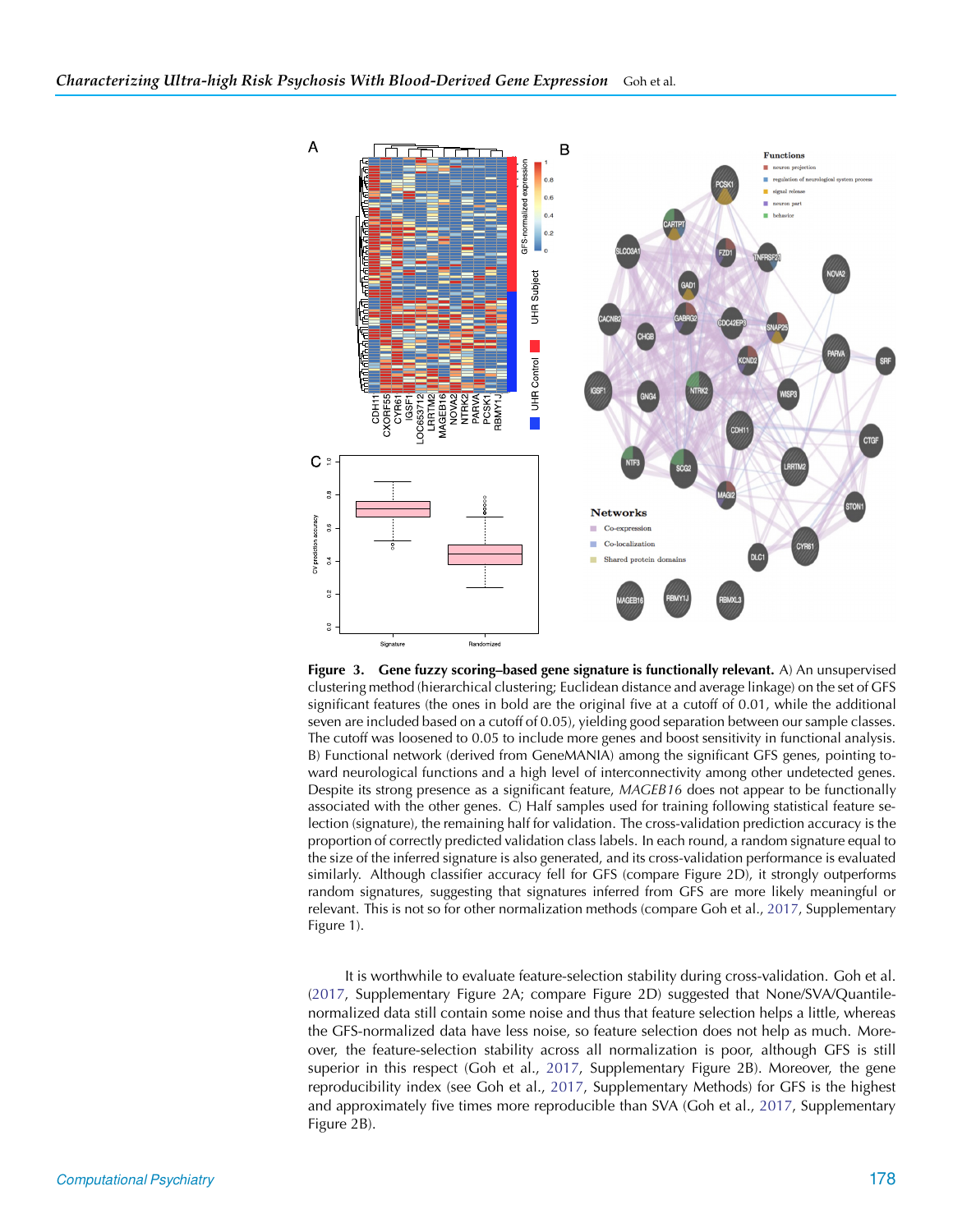**Figure 3. Gene fuzzy scoring–based gene signature is functionally relevant.** A) An unsupervised clustering method (hierarchical clustering; Euclidean distance and average linkage) on the set of GFS significant features (the ones in bold are the original five at a cutoff of 0.01, while the additional seven are included based on a cutoff of 0.05), yielding good separation between our sample classes. The cutoff was loosened to 0.05 to include more genes and boost sensitivity in functional analysis. B) Functional network (derived from GeneMANIA) among the significant GFS genes, pointing toward neurological functions and a high level of interconnectivity among other undetected genes. Despite its strong presence as a significant feature, *MAGEB16* does not appear to be functionally associated with the other genes. C) Half samples used for training following statistical feature selection (signature), the remaining half for validation. The cross-validation prediction accuracy is the proportion of correctly predicted validation class labels. In each round, a random signature equal to the size of the inferred signature is also generated, and its cross-validation performance is evaluated similarly. Although classifier accuracy fell for GFS (compare Figure 2D), it strongly outperforms random signatures, suggesting that signatures inferred from GFS are more likely meaningful or relevant. This is not so for other normalization methods (compare Goh et al., 2017, Supplementary Figure 1).

It is worthwhile to evaluate feature-selection stability during cross-validation. Goh et al. (2017, Supplementary Figure 2A; compare Figure 2D) suggested that None/SVA/Quantile-normalized data still contain some noise and thus that feature selection helps a little, whereas the GFS-normalized data have less noise, so feature selection does not help as much. Moreover, the feature-selection stability across all normalization is poor, although GFS is still superior in this respect (Goh et al., 2017, Supplementary Figure 2B). Moreover, the gene reproducibility index (see Goh et al., 2017, Supplementary Methods) for GFS is the highest and approximately five times more reproducible than SVA (Goh et al., 2017, Supplementary Figure 2B).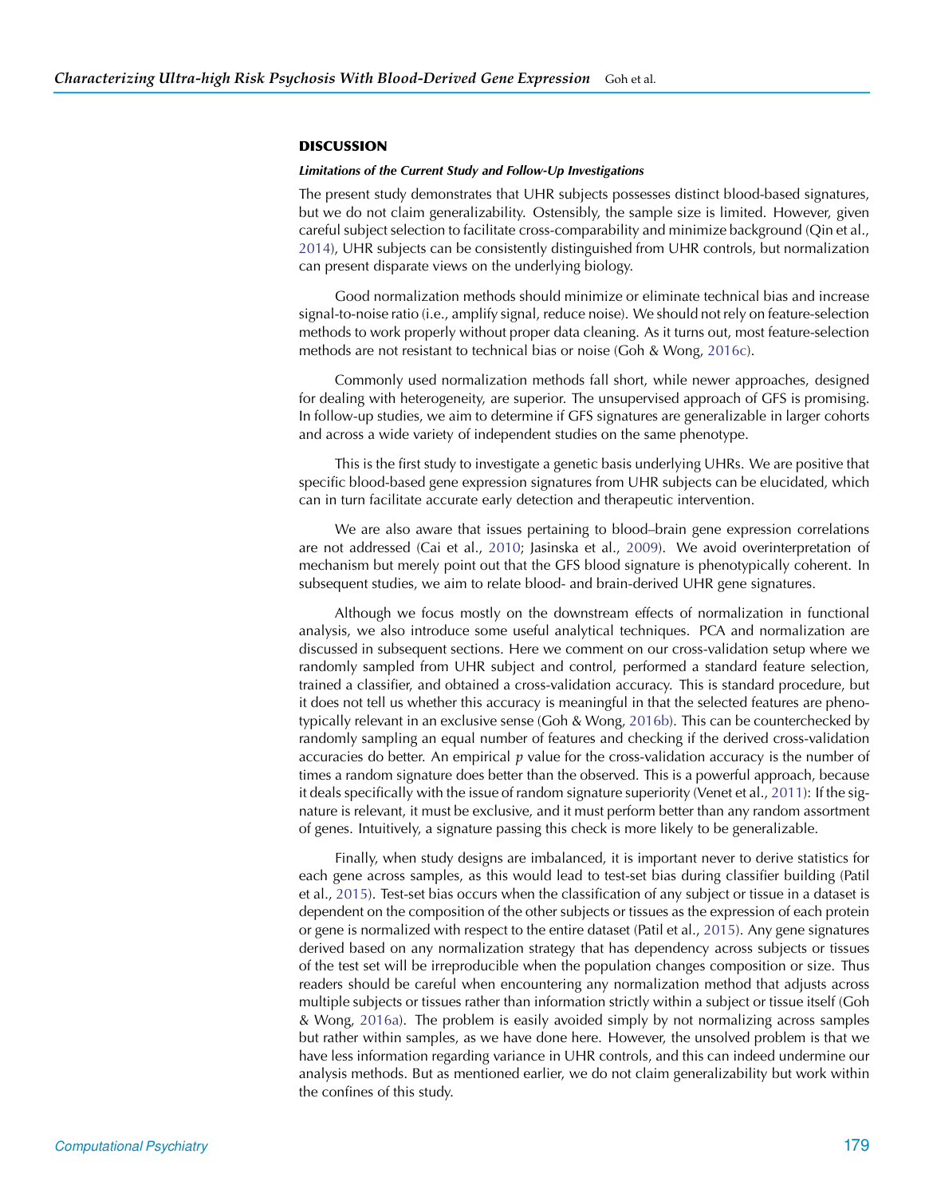## DISCUSSION

### *Limitations of the Current Study and Follow-Up Investigations*

The present study demonstrates that UHR subjects possesses distinct blood-based signatures, but we do not claim generalizability. Ostensibly, the sample size is limited. However, given careful subject selection to facilitate cross-comparability and minimize background (Qin et al., 2014), UHR subjects can be consistently distinguished from UHR controls, but normalization can present disparate views on the underlying biology.

Good normalization methods should minimize or eliminate technical bias and increase signal-to-noise ratio (i.e., amplify signal, reduce noise). We should not rely on feature-selection methods to work properly without proper data cleaning. As it turns out, most feature-selection methods are not resistant to technical bias or noise (Goh & Wong, 2016c).

Commonly used normalization methods fall short, while newer approaches, designed for dealing with heterogeneity, are superior. The unsupervised approach of GFS is promising. In follow-up studies, we aim to determine if GFS signatures are generalizable in larger cohorts and across a wide variety of independent studies on the same phenotype.

This is the first study to investigate a genetic basis underlying UHRs. We are positive that specific blood-based gene expression signatures from UHR subjects can be elucidated, which can in turn facilitate accurate early detection and therapeutic intervention.

We are also aware that issues pertaining to blood–brain gene expression correlations are not addressed (Cai et al., 2010; Jasinska et al., 2009). We avoid overinterpretation of mechanism but merely point out that the GFS blood signature is phenotypically coherent. In subsequent studies, we aim to relate blood- and brain-derived UHR gene signatures.

Although we focus mostly on the downstream effects of normalization in functional analysis, we also introduce some useful analytical techniques. PCA and normalization are discussed in subsequent sections. Here we comment on our cross-validation setup where we randomly sampled from UHR subject and control, performed a standard feature selection, trained a classifier, and obtained a cross-validation accuracy. This is standard procedure, but it does not tell us whether this accuracy is meaningful in that the selected features are phenotypically relevant in an exclusive sense (Goh & Wong, 2016b). This can be counterchecked by randomly sampling an equal number of features and checking if the derived cross-validation accuracies do better. An empirical $p$ value for the cross-validation accuracy is the number of times a random signature does better than the observed. This is a powerful approach, because it deals specifically with the issue of random signature superiority (Venet et al., 2011): If the signature is relevant, it must be exclusive, and it must perform better than any random assortment of genes. Intuitively, a signature passing this check is more likely to be generalizable.

Finally, when study designs are imbalanced, it is important never to derive statistics for each gene across samples, as this would lead to test-set bias during classifier building (Patil et al., 2015). Test-set bias occurs when the classification of any subject or tissue in a dataset is dependent on the composition of the other subjects or tissues as the expression of each protein or gene is normalized with respect to the entire dataset (Patil et al., 2015). Any gene signatures derived based on any normalization strategy that has dependency across subjects or tissues of the test set will be irreproducible when the population changes composition or size. Thus readers should be careful when encountering any normalization method that adjusts across multiple subjects or tissues rather than information strictly within a subject or tissue itself (Goh & Wong, 2016a). The problem is easily avoided simply by not normalizing across samples but rather within samples, as we have done here. However, the unsolved problem is that we have less information regarding variance in UHR controls, and this can indeed undermine our analysis methods. But as mentioned earlier, we do not claim generalizability but work within the confines of this study.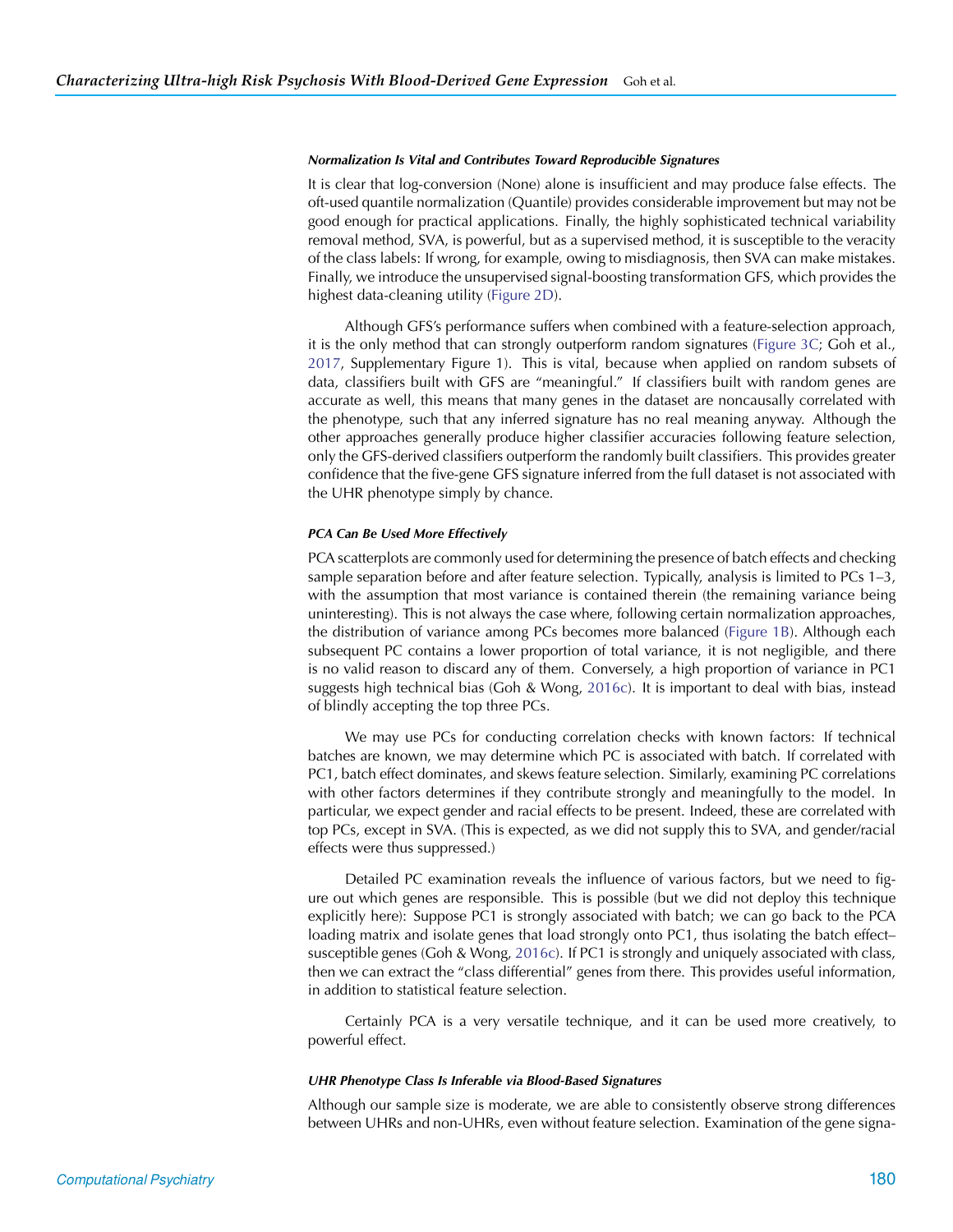#### *Normalization Is Vital and Contributes Toward Reproducible Signatures*

It is clear that log-conversion (None) alone is insufficient and may produce false effects. The oft-used quantile normalization (Quantile) provides considerable improvement but may not be good enough for practical applications. Finally, the highly sophisticated technical variability removal method, SVA, is powerful, but as a supervised method, it is susceptible to the veracity of the class labels: If wrong, for example, owing to misdiagnosis, then SVA can make mistakes. Finally, we introduce the unsupervised signal-boosting transformation GFS, which provides the highest data-cleaning utility (Figure 2D).

Although GFS's performance suffers when combined with a feature-selection approach, it is the only method that can strongly outperform random signatures (Figure 3C; Goh et al., 2017, Supplementary Figure 1). This is vital, because when applied on random subsets of data, classifiers built with GFS are "meaningful." If classifiers built with random genes are accurate as well, this means that many genes in the dataset are noncausally correlated with the phenotype, such that any inferred signature has no real meaning anyway. Although the other approaches generally produce higher classifier accuracies following feature selection, only the GFS-derived classifiers outperform the randomly built classifiers. This provides greater confidence that the five-gene GFS signature inferred from the full dataset is not associated with the UHR phenotype simply by chance.

#### *PCA Can Be Used More Effectively*

PCA scatterplots are commonly used for determining the presence of batch effects and checking sample separation before and after feature selection. Typically, analysis is limited to PCs 1–3, with the assumption that most variance is contained therein (the remaining variance being uninteresting). This is not always the case where, following certain normalization approaches, the distribution of variance among PCs becomes more balanced (Figure 1B). Although each subsequent PC contains a lower proportion of total variance, it is not negligible, and there is no valid reason to discard any of them. Conversely, a high proportion of variance in PC1 suggests high technical bias (Goh & Wong, 2016c). It is important to deal with bias, instead of blindly accepting the top three PCs.

We may use PCs for conducting correlation checks with known factors: If technical batches are known, we may determine which PC is associated with batch. If correlated with PC1, batch effect dominates, and skews feature selection. Similarly, examining PC correlations with other factors determines if they contribute strongly and meaningfully to the model. In particular, we expect gender and racial effects to be present. Indeed, these are correlated with top PCs, except in SVA. (This is expected, as we did not supply this to SVA, and gender/racial effects were thus suppressed.)

Detailed PC examination reveals the influence of various factors, but we need to figure out which genes are responsible. This is possible (but we did not deploy this technique explicitly here): Suppose PC1 is strongly associated with batch; we can go back to the PCA loading matrix and isolate genes that load strongly onto PC1, thus isolating the batch effect–susceptible genes (Goh & Wong, 2016c). If PC1 is strongly and uniquely associated with class, then we can extract the "class differential" genes from there. This provides useful information, in addition to statistical feature selection.

Certainly PCA is a very versatile technique, and it can be used more creatively, to powerful effect.

#### *UHR Phenotype Class Is Inferable via Blood-Based Signatures*

Although our sample size is moderate, we are able to consistently observe strong differences between UHRs and non-UHRs, even without feature selection. Examination of the gene signa-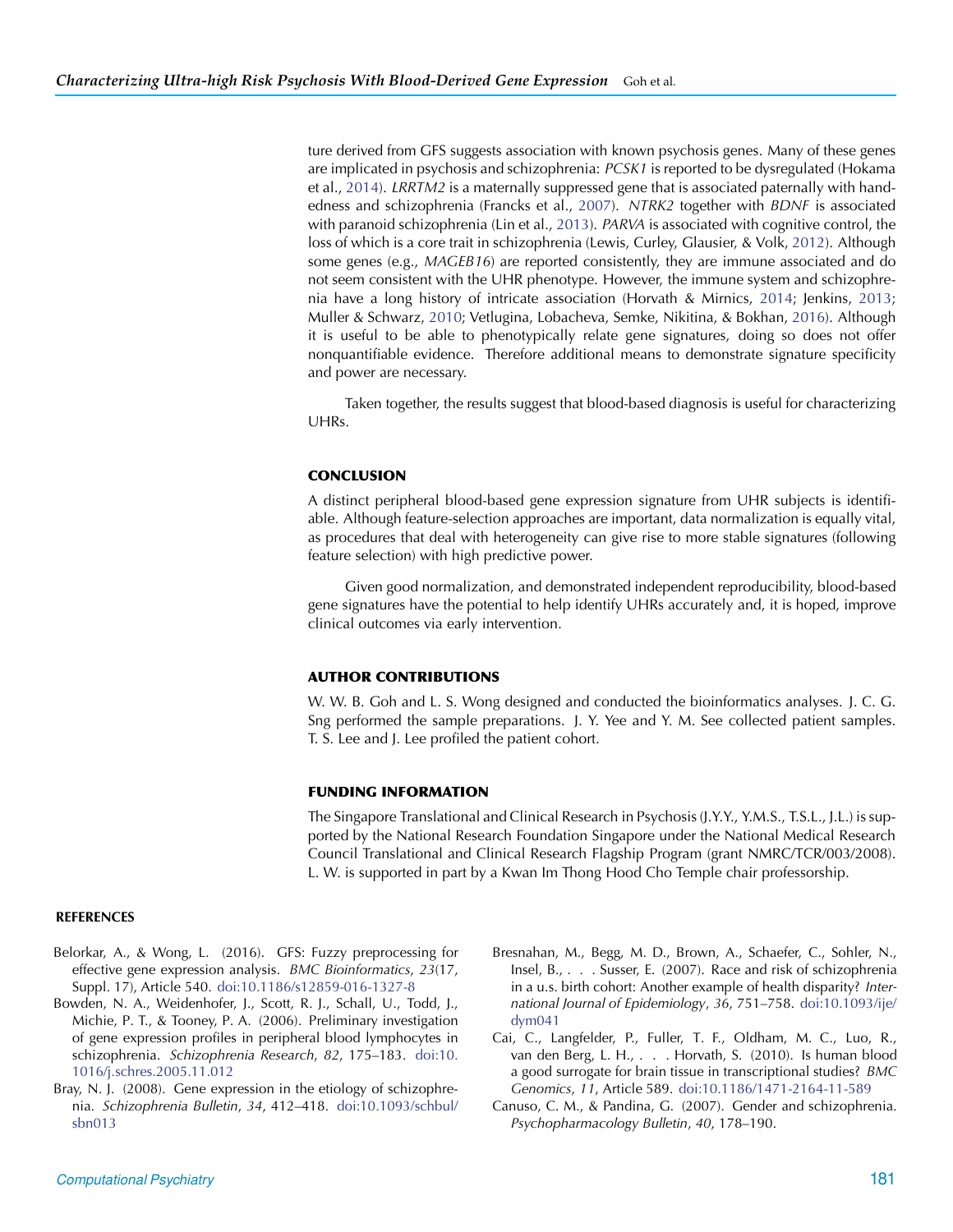ture derived from GFS suggests association with known psychosis genes. Many of these genes are implicated in psychosis and schizophrenia: *PCSK1* is reported to be dysregulated (Hokama et al., 2014). *LRRTM2* is a maternally suppressed gene that is associated paternally with handedness and schizophrenia (Francks et al., 2007). *NTRK2* together with *BDNF* is associated with paranoid schizophrenia (Lin et al., 2013). *PARVA* is associated with cognitive control, the loss of which is a core trait in schizophrenia (Lewis, Curley, Glausier, & Volk, 2012). Although some genes (e.g., *MAGEB16*) are reported consistently, they are immune associated and do not seem consistent with the UHR phenotype. However, the immune system and schizophrenia have a long history of intricate association (Horvath & Mirnics, 2014; Jenkins, 2013; Muller & Schwarz, 2010; Vetlugina, Lobacheva, Semke, Nikitina, & Bokhan, 2016). Although it is useful to be able to phenotypically relate gene signatures, doing so does not offer nonquantifiable evidence. Therefore additional means to demonstrate signature specificity and power are necessary.

Taken together, the results suggest that blood-based diagnosis is useful for characterizing UHRs.

## CONCLUSION

A distinct peripheral blood-based gene expression signature from UHR subjects is identifiable. Although feature-selection approaches are important, data normalization is equally vital, as procedures that deal with heterogeneity can give rise to more stable signatures (following feature selection) with high predictive power.

Given good normalization, and demonstrated independent reproducibility, blood-based gene signatures have the potential to help identify UHRs accurately and, it is hoped, improve clinical outcomes via early intervention.

## AUTHOR CONTRIBUTIONS

W. W. B. Goh and L. S. Wong designed and conducted the bioinformatics analyses. J. C. G. Sng performed the sample preparations. J. Y. Yee and Y. M. See collected patient samples. T. S. Lee and J. Lee profiled the patient cohort.

## FUNDING INFORMATION

The Singapore Translational and Clinical Research in Psychosis (J.Y.Y., Y.M.S., T.S.L., J.L.) is supported by the National Research Foundation Singapore under the National Medical Research Council Translational and Clinical Research Flagship Program (grant NMRC/TCR/003/2008). L. W. is supported in part by a Kwan Im Thong Hood Cho Temple chair professorship.

## REFERENCES

Belorkar, A., & Wong, L. (2016). GFS: Fuzzy preprocessing for effective gene expression analysis. *BMC Bioinformatics*, *23*(17, Suppl. 17), Article 540. doi:10.1186/s12859-016-1327-8

Bowden, N. A., Weidenhofer, J., Scott, R. J., Schall, U., Todd, J., Michie, P. T., & Tooney, P. A. (2006). Preliminary investigation of gene expression profiles in peripheral blood lymphocytes in schizophrenia. *Schizophrenia Research*, *82*, 175–183. doi:10.1016/j.schres.2005.11.012

Bray, N. J. (2008). Gene expression in the etiology of schizophrenia. *Schizophrenia Bulletin*, *34*, 412–418. doi:10.1093/schbul/sbn013

Bresnahan, M., Begg, M. D., Brown, A., Schaefer, C., Sohler, N., Insel, B., . . . Susser, E. (2007). Race and risk of schizophrenia in a u.s. birth cohort: Another example of health disparity? *International Journal of Epidemiology*, *36*, 751–758. doi:10.1093/ije/dym041

Cai, C., Langfelder, P., Fuller, T. F., Oldham, M. C., Luo, R., van den Berg, L. H., . . . Horvath, S. (2010). Is human blood a good surrogate for brain tissue in transcriptional studies? *BMC Genomics*, *11*, Article 589. doi:10.1186/1471-2164-11-589

Canuso, C. M., & Pandina, G. (2007). Gender and schizophrenia. *Psychopharmacology Bulletin*, *40*, 178–190.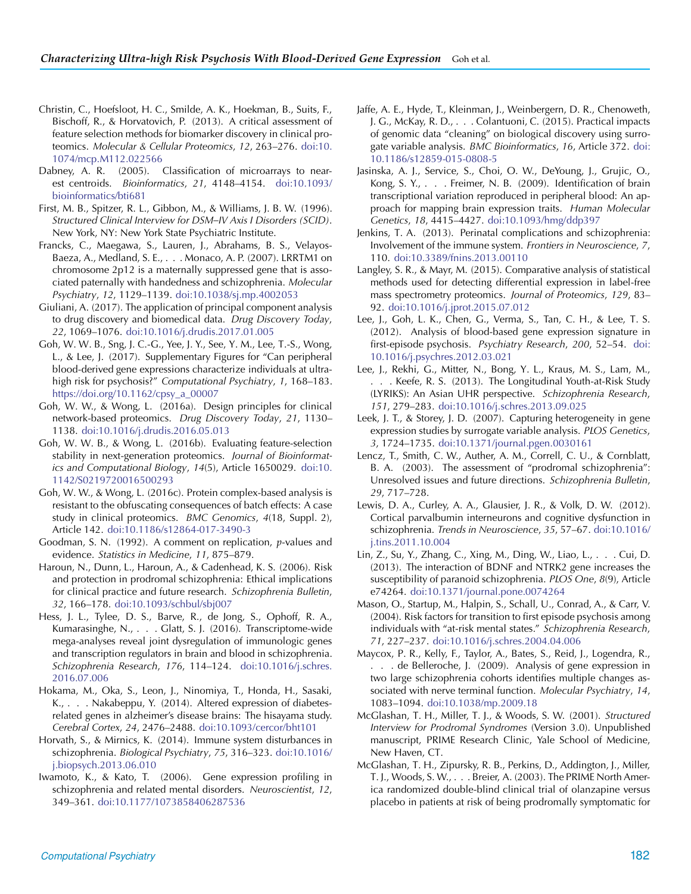Christin, C., Hoefsloot, H. C., Smilde, A. K., Hoekman, B., Suits, F., Bischoff, R., & Horvatovich, P. (2013). A critical assessment of feature selection methods for biomarker discovery in clinical proteomics. *Molecular & Cellular Proteomics*, *12*, 263–276. doi:10.1074/mcp.M112.022566

Dabney, A. R. (2005). Classification of microarrays to nearest centroids. *Bioinformatics*, *21*, 4148–4154. doi:10.1093/bioinformatics/bti681

First, M. B., Spitzer, R. L., Gibbon, M., & Williams, J. B. W. (1996). *Structured Clinical Interview for DSM–IV Axis I Disorders (SCID)*. New York, NY: New York State Psychiatric Institute.

Francks, C., Maegawa, S., Lauren, J., Abrahams, B. S., Velayos-Baeza, A., Medland, S. E., . . . Monaco, A. P. (2007). LRRTM1 on chromosome 2p12 is a maternally suppressed gene that is associated paternally with handedness and schizophrenia. *Molecular Psychiatry*, *12*, 1129–1139. doi:10.1038/sj.mp.4002053

Giuliani, A. (2017). The application of principal component analysis to drug discovery and biomedical data. *Drug Discovery Today*, *22*, 1069–1076. doi:10.1016/j.drudis.2017.01.005

Goh, W. W. B., Sng, J. C.-G., Yee, J. Y., See, Y. M., Lee, T.-S., Wong, L., & Lee, J. (2017). Supplementary Figures for "Can peripheral blood-derived gene expressions characterize individuals at ultra-high risk for psychosis?" *Computational Psychiatry*, *1*, 168–183. https://doi.org/10.1162/cpsy_a_00007

Goh, W. W., & Wong, L. (2016a). Design principles for clinical network-based proteomics. *Drug Discovery Today*, *21*, 1130–1138. doi:10.1016/j.drudis.2016.05.013

Goh, W. W. B., & Wong, L. (2016b). Evaluating feature-selection stability in next-generation proteomics. *Journal of Bioinformatics and Computational Biology*, *14*(5), Article 1650029. doi:10.1142/S0219720016500293

Goh, W. W., & Wong, L. (2016c). Protein complex-based analysis is resistant to the obfuscating consequences of batch effects: A case study in clinical proteomics. *BMC Genomics*, *4*(18, Suppl. 2), Article 142. doi:10.1186/s12864-017-3490-3

Goodman, S. N. (1992). A comment on replication, *p*-values and evidence. *Statistics in Medicine*, *11*, 875–879.

Haroun, N., Dunn, L., Haroun, A., & Cadenhead, K. S. (2006). Risk and protection in prodromal schizophrenia: Ethical implications for clinical practice and future research. *Schizophrenia Bulletin*, *32*, 166–178. doi:10.1093/schbul/sbj007

Hess, J. L., Tylee, D. S., Barve, R., de Jong, S., Ophoff, R. A., Kumarasinghe, N., . . . Glatt, S. J. (2016). Transcriptome-wide mega-analyses reveal joint dysregulation of immunologic genes and transcription regulators in brain and blood in schizophrenia. *Schizophrenia Research*, *176*, 114–124. doi:10.1016/j.schres.2016.07.006

Hokama, M., Oka, S., Leon, J., Ninomiya, T., Honda, H., Sasaki, K., . . . Nakabeppu, Y. (2014). Altered expression of diabetes-related genes in alzheimer's disease brains: The hisayama study. *Cerebral Cortex*, *24*, 2476–2488. doi:10.1093/cercor/bht101

Horvath, S., & Mirnics, K. (2014). Immune system disturbances in schizophrenia. *Biological Psychiatry*, *75*, 316–323. doi:10.1016/j.biopsych.2013.06.010

Iwamoto, K., & Kato, T. (2006). Gene expression profiling in schizophrenia and related mental disorders. *Neuroscientist*, *12*, 349–361. doi:10.1177/1073858406287536

Jaffe, A. E., Hyde, T., Kleinman, J., Weinbergern, D. R., Chenoweth, J. G., McKay, R. D., . . . Colantuoni, C. (2015). Practical impacts of genomic data "cleaning" on biological discovery using surrogate variable analysis. *BMC Bioinformatics*, *16*, Article 372. doi:10.1186/s12859-015-0808-5

Jasinska, A. J., Service, S., Choi, O. W., DeYoung, J., Grujic, O., Kong, S. Y., . . . Freimer, N. B. (2009). Identification of brain transcriptional variation reproduced in peripheral blood: An approach for mapping brain expression traits. *Human Molecular Genetics*, *18*, 4415–4427. doi:10.1093/hmg/ddp397

Jenkins, T. A. (2013). Perinatal complications and schizophrenia: Involvement of the immune system. *Frontiers in Neuroscience*, *7*, 110. doi:10.3389/fnins.2013.00110

Langley, S. R., & Mayr, M. (2015). Comparative analysis of statistical methods used for detecting differential expression in label-free mass spectrometry proteomics. *Journal of Proteomics*, *129*, 83–92. doi:10.1016/j.jprot.2015.07.012

Lee, J., Goh, L. K., Chen, G., Verma, S., Tan, C. H., & Lee, T. S. (2012). Analysis of blood-based gene expression signature in first-episode psychosis. *Psychiatry Research*, *200*, 52–54. doi:10.1016/j.psychres.2012.03.021

Lee, J., Rekhi, G., Mitter, N., Bong, Y. L., Kraus, M. S., Lam, M., . . . Keefe, R. S. (2013). The Longitudinal Youth-at-Risk Study (LYRIKS): An Asian UHR perspective. *Schizophrenia Research*, *151*, 279–283. doi:10.1016/j.schres.2013.09.025

Leek, J. T., & Storey, J. D. (2007). Capturing heterogeneity in gene expression studies by surrogate variable analysis. *PLOS Genetics*, *3*, 1724–1735. doi:10.1371/journal.pgen.0030161

Lencz, T., Smith, C. W., Auther, A. M., Correll, C. U., & Cornblatt, B. A. (2003). The assessment of "prodromal schizophrenia": Unresolved issues and future directions. *Schizophrenia Bulletin*, *29*, 717–728.

Lewis, D. A., Curley, A. A., Glausier, J. R., & Volk, D. W. (2012). Cortical parvalbumin interneurons and cognitive dysfunction in schizophrenia. *Trends in Neuroscience*, *35*, 57–67. doi:10.1016/j.tins.2011.10.004

Lin, Z., Su, Y., Zhang, C., Xing, M., Ding, W., Liao, L., . . . Cui, D. (2013). The interaction of BDNF and NTRK2 gene increases the susceptibility of paranoid schizophrenia. *PLOS One*, *8*(9), Article e74264. doi:10.1371/journal.pone.0074264

Mason, O., Startup, M., Halpin, S., Schall, U., Conrad, A., & Carr, V. (2004). Risk factors for transition to first episode psychosis among individuals with "at-risk mental states." *Schizophrenia Research*, *71*, 227–237. doi:10.1016/j.schres.2004.04.006

Maycox, P. R., Kelly, F., Taylor, A., Bates, S., Reid, J., Logendra, R., . . . de Belleroche, J. (2009). Analysis of gene expression in two large schizophrenia cohorts identifies multiple changes associated with nerve terminal function. *Molecular Psychiatry*, *14*, 1083–1094. doi:10.1038/mp.2009.18

McGlashan, T. H., Miller, T. J., & Woods, S. W. (2001). *Structured Interview for Prodromal Syndromes* (Version 3.0). Unpublished manuscript, PRIME Research Clinic, Yale School of Medicine, New Haven, CT.

McGlashan, T. H., Zipursky, R. B., Perkins, D., Addington, J., Miller, T. J., Woods, S. W., . . . Breier, A. (2003). The PRIME North America randomized double-blind clinical trial of olanzapine versus placebo in patients at risk of being prodromally symptomatic for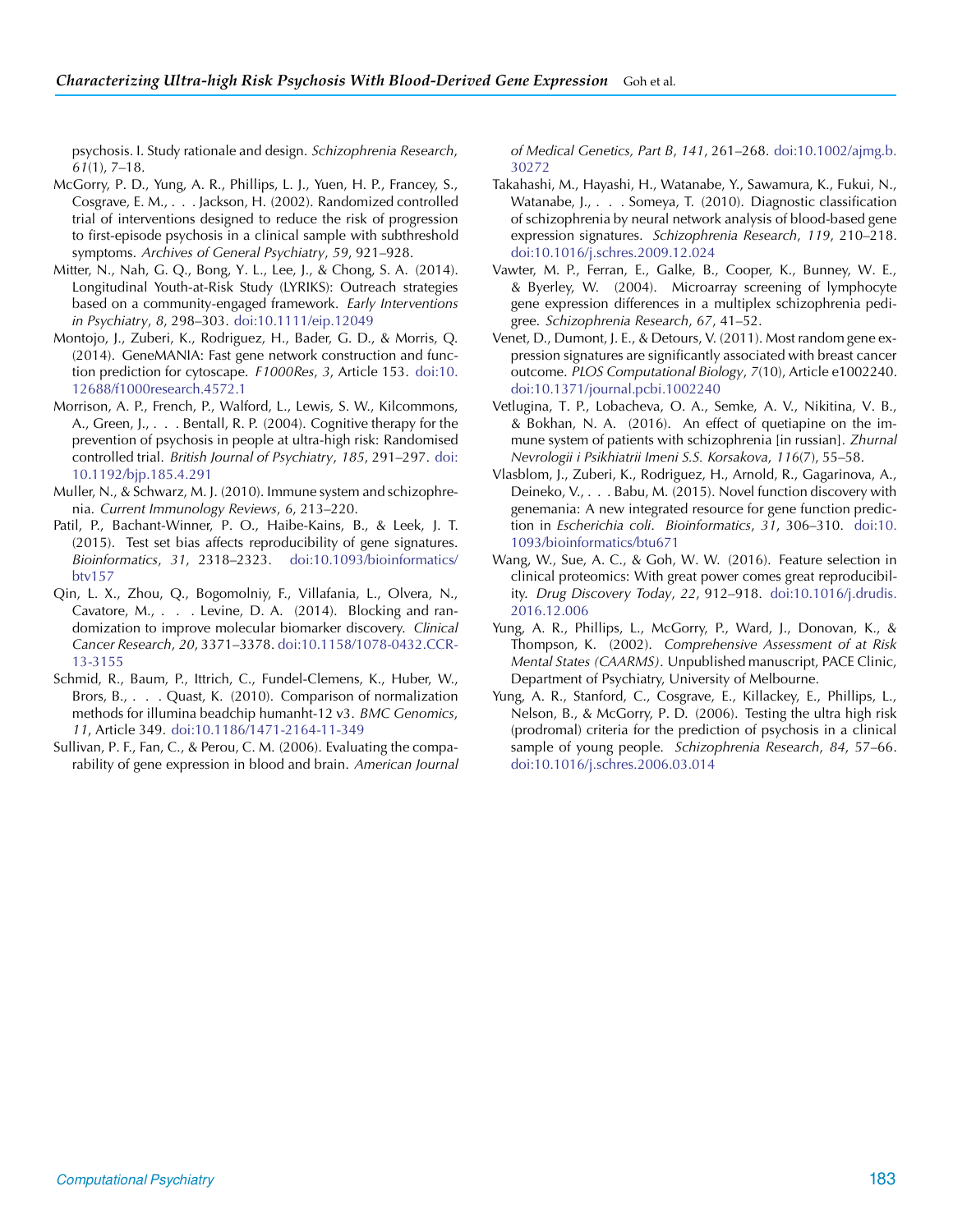psychosis. I. Study rationale and design. *Schizophrenia Research*, *61*(1), 7–18.

McGorry, P. D., Yung, A. R., Phillips, L. J., Yuen, H. P., Francey, S., Cosgrave, E. M., . . . Jackson, H. (2002). Randomized controlled trial of interventions designed to reduce the risk of progression to first-episode psychosis in a clinical sample with subthreshold symptoms. *Archives of General Psychiatry*, *59*, 921–928.

Mitter, N., Nah, G. Q., Bong, Y. L., Lee, J., & Chong, S. A. (2014). Longitudinal Youth-at-Risk Study (LYRIKS): Outreach strategies based on a community-engaged framework. *Early Interventions in Psychiatry*, *8*, 298–303. doi:10.1111/eip.12049

Montojo, J., Zuberi, K., Rodriguez, H., Bader, G. D., & Morris, Q. (2014). GeneMANIA: Fast gene network construction and function prediction for cytoscape. *F1000Res*, *3*, Article 153. doi:10.12688/f1000research.4572.1

Morrison, A. P., French, P., Walford, L., Lewis, S. W., Kilcommons, A., Green, J., . . . Bentall, R. P. (2004). Cognitive therapy for the prevention of psychosis in people at ultra-high risk: Randomised controlled trial. *British Journal of Psychiatry*, *185*, 291–297. doi:10.1192/bjp.185.4.291

Muller, N., & Schwarz, M. J. (2010). Immune system and schizophrenia. *Current Immunology Reviews*, *6*, 213–220.

Patil, P., Bachant-Winner, P. O., Haibe-Kains, B., & Leek, J. T. (2015). Test set bias affects reproducibility of gene signatures. *Bioinformatics*, *31*, 2318–2323. doi:10.1093/bioinformatics/btv157

Qin, L. X., Zhou, Q., Bogomolniy, F., Villafania, L., Olvera, N., Cavatore, M., . . . Levine, D. A. (2014). Blocking and randomization to improve molecular biomarker discovery. *Clinical Cancer Research*, *20*, 3371–3378. doi:10.1158/1078-0432.CCR-13-3155

Schmid, R., Baum, P., Ittrich, C., Fundel-Clemens, K., Huber, W., Brors, B., . . . Quast, K. (2010). Comparison of normalization methods for illumina beadchip humanht-12 v3. *BMC Genomics*, *11*, Article 349. doi:10.1186/1471-2164-11-349

Sullivan, P. F., Fan, C., & Perou, C. M. (2006). Evaluating the comparability of gene expression in blood and brain. *American Journal of Medical Genetics, Part B*, *141*, 261–268. doi:10.1002/ajmg.b.30272

Takahashi, M., Hayashi, H., Watanabe, Y., Sawamura, K., Fukui, N., Watanabe, J., . . . Someya, T. (2010). Diagnostic classification of schizophrenia by neural network analysis of blood-based gene expression signatures. *Schizophrenia Research*, *119*, 210–218. doi:10.1016/j.schres.2009.12.024

Vawter, M. P., Ferran, E., Galke, B., Cooper, K., Bunney, W. E., & Byerley, W. (2004). Microarray screening of lymphocyte gene expression differences in a multiplex schizophrenia pedigree. *Schizophrenia Research*, *67*, 41–52.

Venet, D., Dumont, J. E., & Detours, V. (2011). Most random gene expression signatures are significantly associated with breast cancer outcome. *PLOS Computational Biology*, *7*(10), Article e1002240. doi:10.1371/journal.pcbi.1002240

Vetlugina, T. P., Lobacheva, O. A., Semke, A. V., Nikitina, V. B., & Bokhan, N. A. (2016). An effect of quetiapine on the immune system of patients with schizophrenia [in russian]. *Zhurnal Nevrologii i Psikhiatrii Imeni S.S. Korsakova*, *116*(7), 55–58.

Vlasblom, J., Zuberi, K., Rodriguez, H., Arnold, R., Gagarinova, A., Deineko, V., . . . Babu, M. (2015). Novel function discovery with genemania: A new integrated resource for gene function prediction in *Escherichia coli*. *Bioinformatics*, *31*, 306–310. doi:10.1093/bioinformatics/btu671

Wang, W., Sue, A. C., & Goh, W. W. (2016). Feature selection in clinical proteomics: With great power comes great reproducibility. *Drug Discovery Today*, *22*, 912–918. doi:10.1016/j.drudis.2016.12.006

Yung, A. R., Phillips, L., McGorry, P., Ward, J., Donovan, K., & Thompson, K. (2002). *Comprehensive Assessment of at Risk Mental States (CAARMS)*. Unpublished manuscript, PACE Clinic, Department of Psychiatry, University of Melbourne.

Yung, A. R., Stanford, C., Cosgrave, E., Killackey, E., Phillips, L., Nelson, B., & McGorry, P. D. (2006). Testing the ultra high risk (prodromal) criteria for the prediction of psychosis in a clinical sample of young people. *Schizophrenia Research*, *84*, 57–66. doi:10.1016/j.schres.2006.03.014